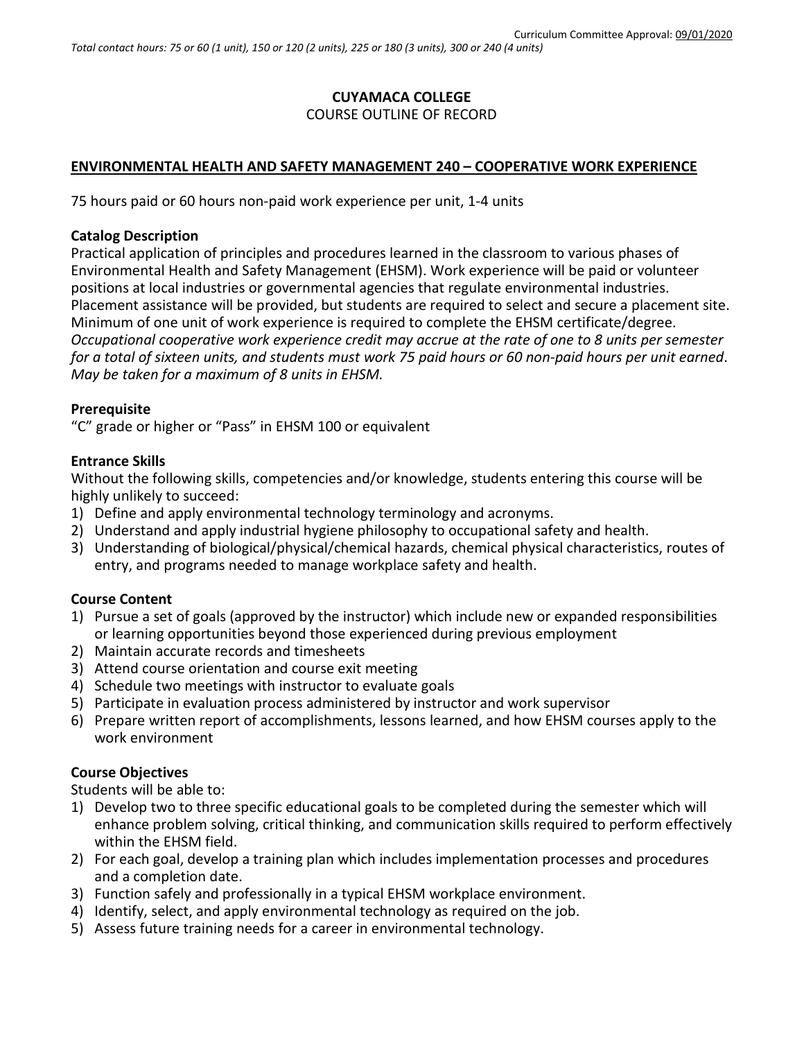Curriculum Committee Approval: 09/01/2020

*Total contact hours: 75 or 60 (1 unit), 150 or 120 (2 units), 225 or 180 (3 units), 300 or 240 (4 units)*

# CUYAMACA COLLEGE
COURSE OUTLINE OF RECORD

## ENVIRONMENTAL HEALTH AND SAFETY MANAGEMENT 240 – COOPERATIVE WORK EXPERIENCE

75 hours paid or 60 hours non-paid work experience per unit, 1-4 units

### Catalog Description
Practical application of principles and procedures learned in the classroom to various phases of Environmental Health and Safety Management (EHSM). Work experience will be paid or volunteer positions at local industries or governmental agencies that regulate environmental industries. Placement assistance will be provided, but students are required to select and secure a placement site. Minimum of one unit of work experience is required to complete the EHSM certificate/degree. *Occupational cooperative work experience credit may accrue at the rate of one to 8 units per semester for a total of sixteen units, and students must work 75 paid hours or 60 non-paid hours per unit earned. May be taken for a maximum of 8 units in EHSM.*

### Prerequisite
"C" grade or higher or "Pass" in EHSM 100 or equivalent

### Entrance Skills
Without the following skills, competencies and/or knowledge, students entering this course will be highly unlikely to succeed:
1) Define and apply environmental technology terminology and acronyms.
2) Understand and apply industrial hygiene philosophy to occupational safety and health.
3) Understanding of biological/physical/chemical hazards, chemical physical characteristics, routes of entry, and programs needed to manage workplace safety and health.

### Course Content
1) Pursue a set of goals (approved by the instructor) which include new or expanded responsibilities or learning opportunities beyond those experienced during previous employment
2) Maintain accurate records and timesheets
3) Attend course orientation and course exit meeting
4) Schedule two meetings with instructor to evaluate goals
5) Participate in evaluation process administered by instructor and work supervisor
6) Prepare written report of accomplishments, lessons learned, and how EHSM courses apply to the work environment

### Course Objectives
Students will be able to:
1) Develop two to three specific educational goals to be completed during the semester which will enhance problem solving, critical thinking, and communication skills required to perform effectively within the EHSM field.
2) For each goal, develop a training plan which includes implementation processes and procedures and a completion date.
3) Function safely and professionally in a typical EHSM workplace environment.
4) Identify, select, and apply environmental technology as required on the job.
5) Assess future training needs for a career in environmental technology.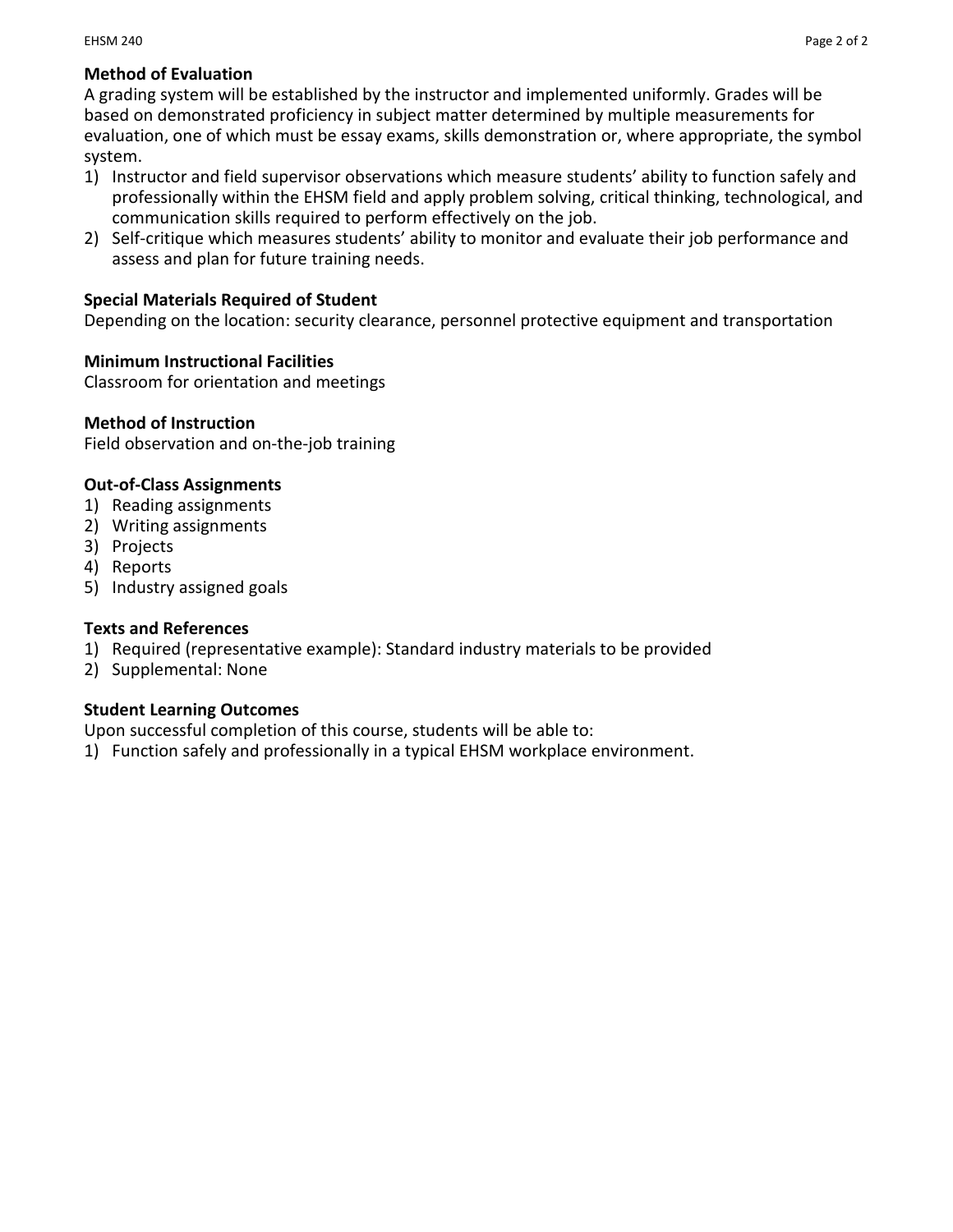**Method of Evaluation**

A grading system will be established by the instructor and implemented uniformly. Grades will be based on demonstrated proficiency in subject matter determined by multiple measurements for evaluation, one of which must be essay exams, skills demonstration or, where appropriate, the symbol system.

1) Instructor and field supervisor observations which measure students' ability to function safely and professionally within the EHSM field and apply problem solving, critical thinking, technological, and communication skills required to perform effectively on the job.
2) Self-critique which measures students' ability to monitor and evaluate their job performance and assess and plan for future training needs.

**Special Materials Required of Student**

Depending on the location: security clearance, personnel protective equipment and transportation

**Minimum Instructional Facilities**

Classroom for orientation and meetings

**Method of Instruction**

Field observation and on-the-job training

**Out-of-Class Assignments**

1) Reading assignments
2) Writing assignments
3) Projects
4) Reports
5) Industry assigned goals

**Texts and References**

1) Required (representative example): Standard industry materials to be provided
2) Supplemental: None

**Student Learning Outcomes**

Upon successful completion of this course, students will be able to:

1) Function safely and professionally in a typical EHSM workplace environment.